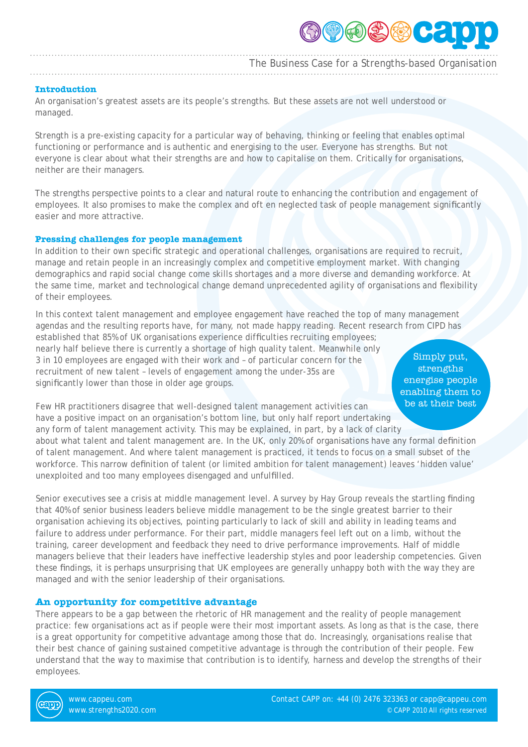# The Business Case for a Strengths-based Organisation

## Introduction

An organisation's greatest assets are its people's strengths. But these assets are not well understood or managed.

Strength is a pre-existing capacity for a particular way of behaving, thinking or feeling that enables optimal functioning or performance and is authentic and energising to the user. Everyone has strengths. But not everyone is clear about what their strengths are and how to capitalise on them. Critically for organisations, neither are their managers.

The strengths perspective points to a clear and natural route to enhancing the contribution and engagement of employees. It also promises to make the complex and oft en neglected task of people management significantly easier and more attractive.

## Pressing challenges for people management

In addition to their own specific strategic and operational challenges, organisations are required to recruit, manage and retain people in an increasingly complex and competitive employment market. With changing demographics and rapid social change come skills shortages and a more diverse and demanding workforce. At the same time, market and technological change demand unprecedented agility of organisations and flexibility of their employees.

In this context talent management and employee engagement have reached the top of many management agendas and the resulting reports have, for many, not made happy reading. Recent research from CIPD has established that 85% of UK organisations experience difficulties recruiting employees; nearly half believe there is currently a shortage of high quality talent. Meanwhile only 3 in 10 employees are engaged with their work and – of particular concern for the recruitment of new talent – levels of engagement among the under-35s are significantly lower than those in older age groups.

> Simply put, strengths energise people enabling them to be at their best

Few HR practitioners disagree that well-designed talent management activities can have a positive impact on an organisation's bottom line, but only half report undertaking any form of talent management activity. This may be explained, in part, by a lack of clarity about what talent and talent management are. In the UK, only 20% of organisations have any formal definition of talent management. And where talent management is practiced, it tends to focus on a small subset of the workforce. This narrow definition of talent (or limited ambition for talent management) leaves 'hidden value' unexploited and too many employees disengaged and unfulfilled.

Senior executives see a crisis at middle management level. A survey by Hay Group reveals the startling finding that 40% of senior business leaders believe middle management to be the single greatest barrier to their organisation achieving its objectives, pointing particularly to lack of skill and ability in leading teams and failure to address under performance. For their part, middle managers feel left out on a limb, without the training, career development and feedback they need to drive performance improvements. Half of middle managers believe that their leaders have ineffective leadership styles and poor leadership competencies. Given these findings, it is perhaps unsurprising that UK employees are generally unhappy both with the way they are managed and with the senior leadership of their organisations.

## An opportunity for competitive advantage

There appears to be a gap between the rhetoric of HR management and the reality of people management practice: few organisations act as if people were their most important assets. As long as that is the case, there is a great opportunity for competitive advantage among those that do. Increasingly, organisations realise that their best chance of gaining sustained competitive advantage is through the contribution of their people. Few understand that the way to maximise that contribution is to identify, harness and develop the strengths of their employees.

www.cappeu.com
www.strengths2020.com

Contact CAPP on: +44 (0) 2476 323363 or capp@cappeu.com
© CAPP 2010 All rights reserved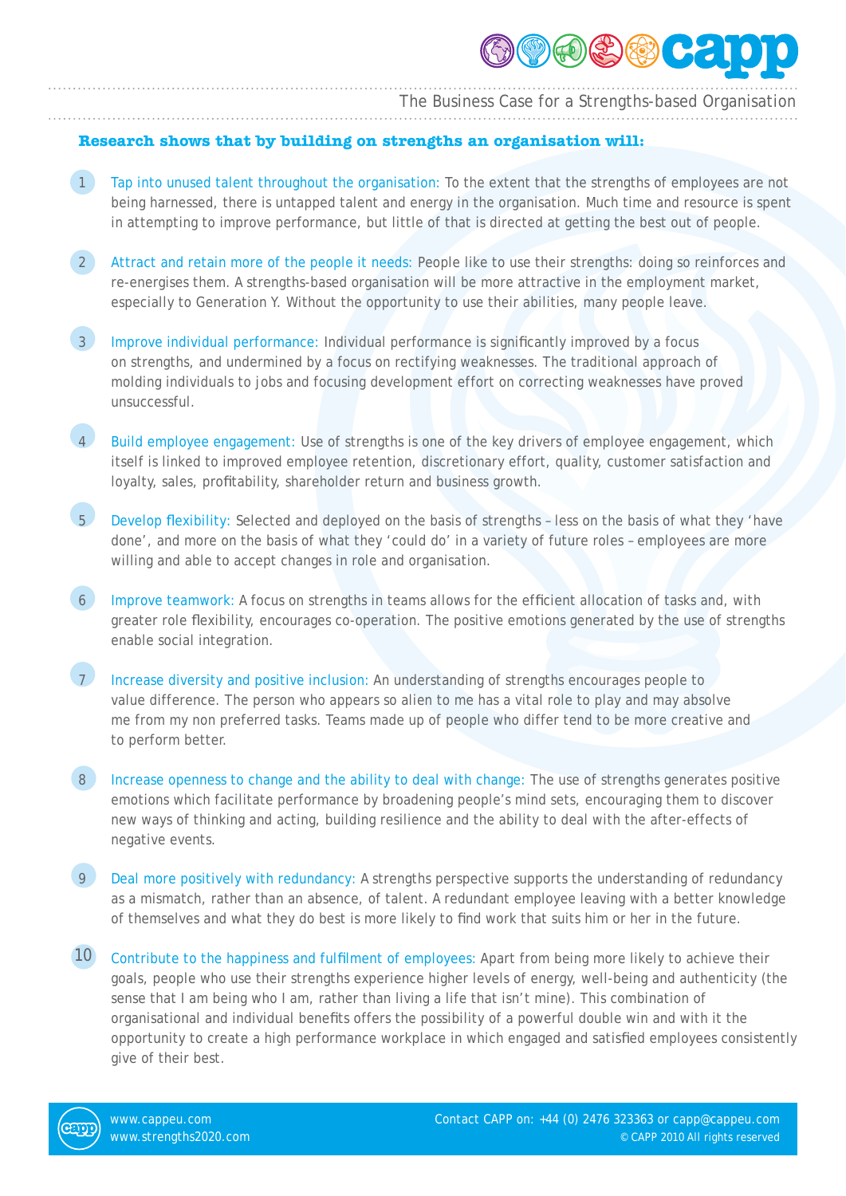## Research shows that by building on strengths an organisation will:

1. Tap into unused talent throughout the organisation: To the extent that the strengths of employees are not being harnessed, there is untapped talent and energy in the organisation. Much time and resource is spent in attempting to improve performance, but little of that is directed at getting the best out of people.

2. Attract and retain more of the people it needs: People like to use their strengths: doing so reinforces and re-energises them. A strengths-based organisation will be more attractive in the employment market, especially to Generation Y. Without the opportunity to use their abilities, many people leave.

3. Improve individual performance: Individual performance is significantly improved by a focus on strengths, and undermined by a focus on rectifying weaknesses. The traditional approach of molding individuals to jobs and focusing development effort on correcting weaknesses have proved unsuccessful.

4. Build employee engagement: Use of strengths is one of the key drivers of employee engagement, which itself is linked to improved employee retention, discretionary effort, quality, customer satisfaction and loyalty, sales, profitability, shareholder return and business growth.

5. Develop flexibility: Selected and deployed on the basis of strengths – less on the basis of what they 'have done', and more on the basis of what they 'could do' in a variety of future roles – employees are more willing and able to accept changes in role and organisation.

6. Improve teamwork: A focus on strengths in teams allows for the efficient allocation of tasks and, with greater role flexibility, encourages co-operation. The positive emotions generated by the use of strengths enable social integration.

7. Increase diversity and positive inclusion: An understanding of strengths encourages people to value difference. The person who appears so alien to me has a vital role to play and may absolve me from my non preferred tasks. Teams made up of people who differ tend to be more creative and to perform better.

8. Increase openness to change and the ability to deal with change: The use of strengths generates positive emotions which facilitate performance by broadening people's mind sets, encouraging them to discover new ways of thinking and acting, building resilience and the ability to deal with the after-effects of negative events.

9. Deal more positively with redundancy: A strengths perspective supports the understanding of redundancy as a mismatch, rather than an absence, of talent. A redundant employee leaving with a better knowledge of themselves and what they do best is more likely to find work that suits him or her in the future.

10. Contribute to the happiness and fulfilment of employees: Apart from being more likely to achieve their goals, people who use their strengths experience higher levels of energy, well-being and authenticity (the sense that I am being who I am, rather than living a life that isn't mine). This combination of organisational and individual benefits offers the possibility of a powerful double win and with it the opportunity to create a high performance workplace in which engaged and satisfied employees consistently give of their best.

www.cappeu.com
www.strengths2020.com

Contact CAPP on: +44 (0) 2476 323363 or capp@cappeu.com
© CAPP 2010 All rights reserved